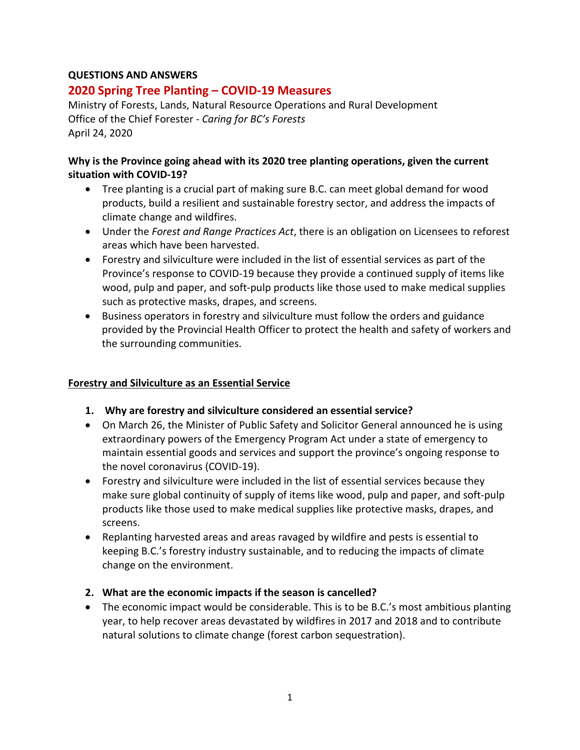**QUESTIONS AND ANSWERS**

# 2020 Spring Tree Planting – COVID-19 Measures

Ministry of Forests, Lands, Natural Resource Operations and Rural Development
Office of the Chief Forester - *Caring for BC's Forests*
April 24, 2020

**Why is the Province going ahead with its 2020 tree planting operations, given the current situation with COVID-19?**

- Tree planting is a crucial part of making sure B.C. can meet global demand for wood products, build a resilient and sustainable forestry sector, and address the impacts of climate change and wildfires.
- Under the *Forest and Range Practices Act*, there is an obligation on Licensees to reforest areas which have been harvested.
- Forestry and silviculture were included in the list of essential services as part of the Province's response to COVID-19 because they provide a continued supply of items like wood, pulp and paper, and soft-pulp products like those used to make medical supplies such as protective masks, drapes, and screens.
- Business operators in forestry and silviculture must follow the orders and guidance provided by the Provincial Health Officer to protect the health and safety of workers and the surrounding communities.

## Forestry and Silviculture as an Essential Service

**1. Why are forestry and silviculture considered an essential service?**

- On March 26, the Minister of Public Safety and Solicitor General announced he is using extraordinary powers of the Emergency Program Act under a state of emergency to maintain essential goods and services and support the province's ongoing response to the novel coronavirus (COVID-19).
- Forestry and silviculture were included in the list of essential services because they make sure global continuity of supply of items like wood, pulp and paper, and soft-pulp products like those used to make medical supplies like protective masks, drapes, and screens.
- Replanting harvested areas and areas ravaged by wildfire and pests is essential to keeping B.C.'s forestry industry sustainable, and to reducing the impacts of climate change on the environment.

**2. What are the economic impacts if the season is cancelled?**

- The economic impact would be considerable. This is to be B.C.'s most ambitious planting year, to help recover areas devastated by wildfires in 2017 and 2018 and to contribute natural solutions to climate change (forest carbon sequestration).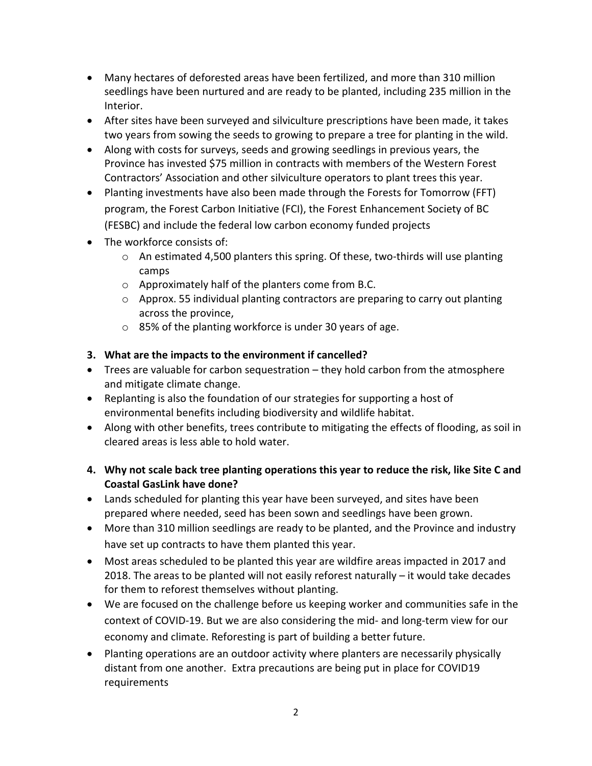- Many hectares of deforested areas have been fertilized, and more than 310 million seedlings have been nurtured and are ready to be planted, including 235 million in the Interior.
- After sites have been surveyed and silviculture prescriptions have been made, it takes two years from sowing the seeds to growing to prepare a tree for planting in the wild.
- Along with costs for surveys, seeds and growing seedlings in previous years, the Province has invested $75 million in contracts with members of the Western Forest Contractors' Association and other silviculture operators to plant trees this year.
- Planting investments have also been made through the Forests for Tomorrow (FFT) program, the Forest Carbon Initiative (FCI), the Forest Enhancement Society of BC (FESBC) and include the federal low carbon economy funded projects
- The workforce consists of:
    - An estimated 4,500 planters this spring. Of these, two-thirds will use planting camps
    - Approximately half of the planters come from B.C.
    - Approx. 55 individual planting contractors are preparing to carry out planting across the province,
    - 85% of the planting workforce is under 30 years of age.

**3. What are the impacts to the environment if cancelled?**

- Trees are valuable for carbon sequestration – they hold carbon from the atmosphere and mitigate climate change.
- Replanting is also the foundation of our strategies for supporting a host of environmental benefits including biodiversity and wildlife habitat.
- Along with other benefits, trees contribute to mitigating the effects of flooding, as soil in cleared areas is less able to hold water.

**4. Why not scale back tree planting operations this year to reduce the risk, like Site C and Coastal GasLink have done?**

- Lands scheduled for planting this year have been surveyed, and sites have been prepared where needed, seed has been sown and seedlings have been grown.
- More than 310 million seedlings are ready to be planted, and the Province and industry have set up contracts to have them planted this year.
- Most areas scheduled to be planted this year are wildfire areas impacted in 2017 and 2018. The areas to be planted will not easily reforest naturally – it would take decades for them to reforest themselves without planting.
- We are focused on the challenge before us keeping worker and communities safe in the context of COVID-19. But we are also considering the mid- and long-term view for our economy and climate. Reforesting is part of building a better future.
- Planting operations are an outdoor activity where planters are necessarily physically distant from one another. Extra precautions are being put in place for COVID19 requirements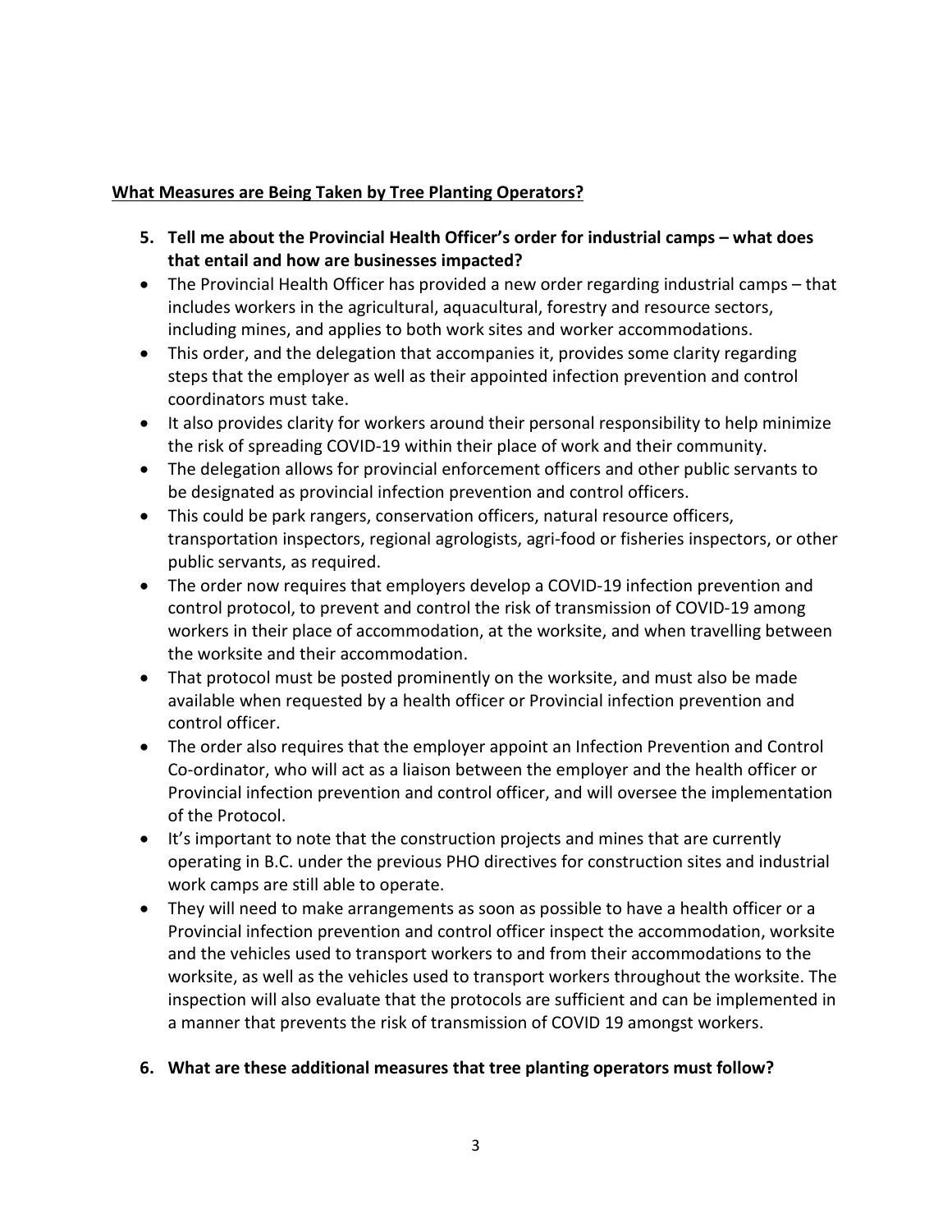**<u>What Measures are Being Taken by Tree Planting Operators?</u>**

5. **Tell me about the Provincial Health Officer's order for industrial camps – what does that entail and how are businesses impacted?**

- The Provincial Health Officer has provided a new order regarding industrial camps – that includes workers in the agricultural, aquacultural, forestry and resource sectors, including mines, and applies to both work sites and worker accommodations.
- This order, and the delegation that accompanies it, provides some clarity regarding steps that the employer as well as their appointed infection prevention and control coordinators must take.
- It also provides clarity for workers around their personal responsibility to help minimize the risk of spreading COVID-19 within their place of work and their community.
- The delegation allows for provincial enforcement officers and other public servants to be designated as provincial infection prevention and control officers.
- This could be park rangers, conservation officers, natural resource officers, transportation inspectors, regional agrologists, agri-food or fisheries inspectors, or other public servants, as required.
- The order now requires that employers develop a COVID-19 infection prevention and control protocol, to prevent and control the risk of transmission of COVID-19 among workers in their place of accommodation, at the worksite, and when travelling between the worksite and their accommodation.
- That protocol must be posted prominently on the worksite, and must also be made available when requested by a health officer or Provincial infection prevention and control officer.
- The order also requires that the employer appoint an Infection Prevention and Control Co-ordinator, who will act as a liaison between the employer and the health officer or Provincial infection prevention and control officer, and will oversee the implementation of the Protocol.
- It's important to note that the construction projects and mines that are currently operating in B.C. under the previous PHO directives for construction sites and industrial work camps are still able to operate.
- They will need to make arrangements as soon as possible to have a health officer or a Provincial infection prevention and control officer inspect the accommodation, worksite and the vehicles used to transport workers to and from their accommodations to the worksite, as well as the vehicles used to transport workers throughout the worksite. The inspection will also evaluate that the protocols are sufficient and can be implemented in a manner that prevents the risk of transmission of COVID 19 amongst workers.

6. **What are these additional measures that tree planting operators must follow?**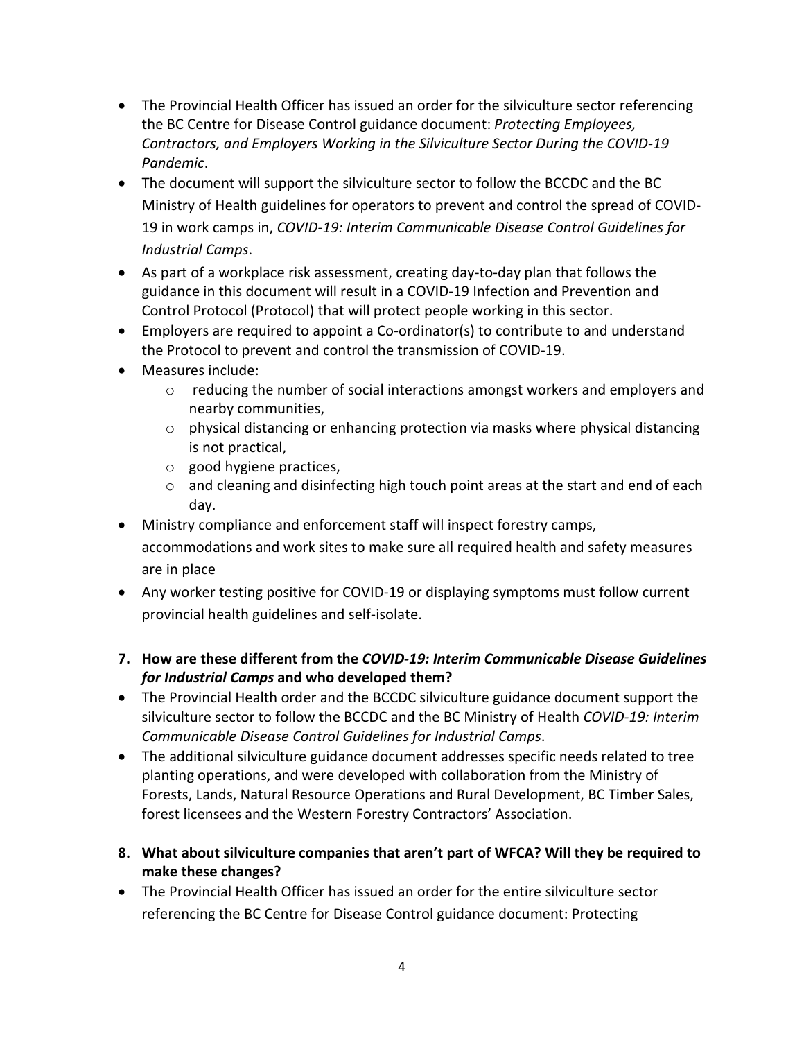- The Provincial Health Officer has issued an order for the silviculture sector referencing the BC Centre for Disease Control guidance document: *Protecting Employees, Contractors, and Employers Working in the Silviculture Sector During the COVID-19 Pandemic*.
- The document will support the silviculture sector to follow the BCCDC and the BC Ministry of Health guidelines for operators to prevent and control the spread of COVID-19 in work camps in, *COVID-19: Interim Communicable Disease Control Guidelines for Industrial Camps*.
- As part of a workplace risk assessment, creating day-to-day plan that follows the guidance in this document will result in a COVID-19 Infection and Prevention and Control Protocol (Protocol) that will protect people working in this sector.
- Employers are required to appoint a Co-ordinator(s) to contribute to and understand the Protocol to prevent and control the transmission of COVID-19.
- Measures include:
    - reducing the number of social interactions amongst workers and employers and nearby communities,
    - physical distancing or enhancing protection via masks where physical distancing is not practical,
    - good hygiene practices,
    - and cleaning and disinfecting high touch point areas at the start and end of each day.
- Ministry compliance and enforcement staff will inspect forestry camps, accommodations and work sites to make sure all required health and safety measures are in place
- Any worker testing positive for COVID-19 or displaying symptoms must follow current provincial health guidelines and self-isolate.

**7. How are these different from the *COVID-19: Interim Communicable Disease Guidelines for Industrial Camps* and who developed them?**

- The Provincial Health order and the BCCDC silviculture guidance document support the silviculture sector to follow the BCCDC and the BC Ministry of Health *COVID-19: Interim Communicable Disease Control Guidelines for Industrial Camps*.
- The additional silviculture guidance document addresses specific needs related to tree planting operations, and were developed with collaboration from the Ministry of Forests, Lands, Natural Resource Operations and Rural Development, BC Timber Sales, forest licensees and the Western Forestry Contractors' Association.

**8. What about silviculture companies that aren't part of WFCA? Will they be required to make these changes?**

- The Provincial Health Officer has issued an order for the entire silviculture sector referencing the BC Centre for Disease Control guidance document: Protecting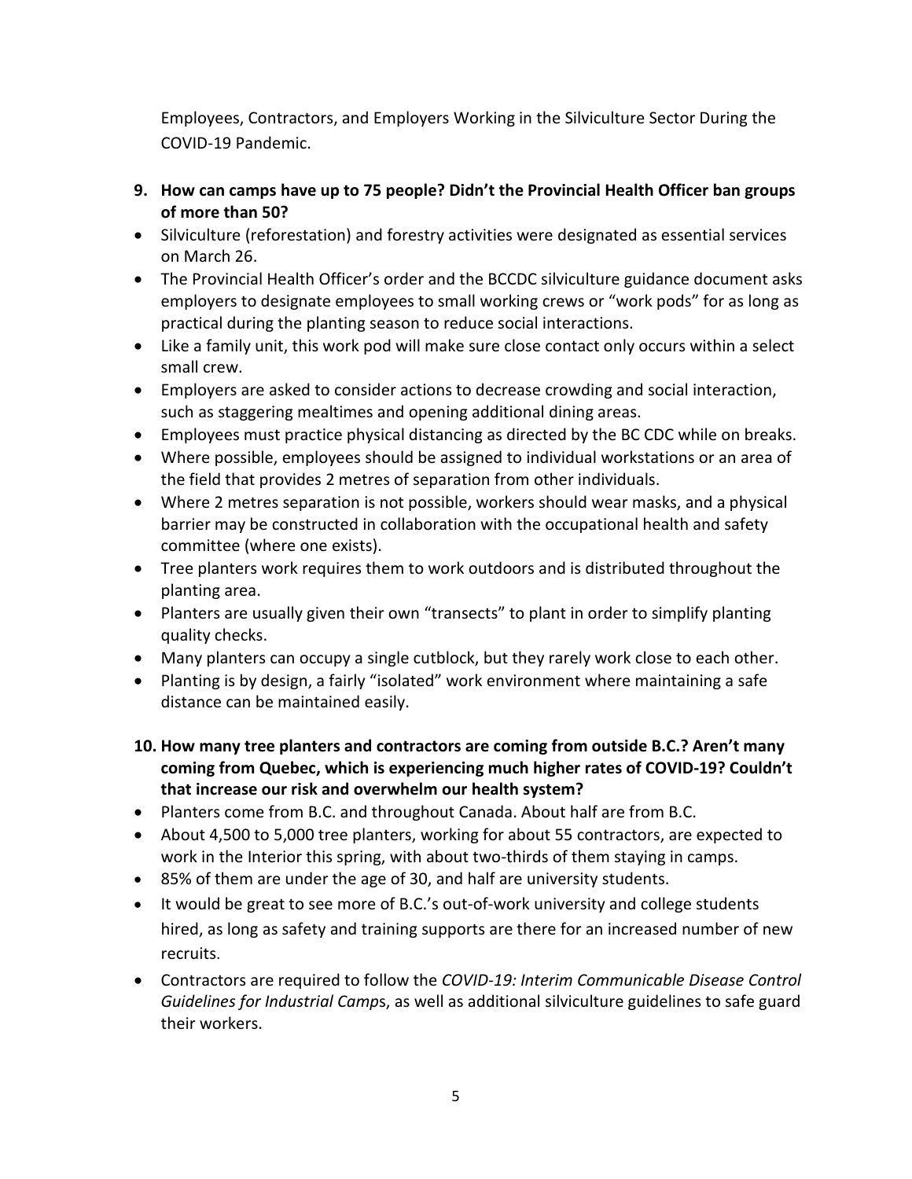Employees, Contractors, and Employers Working in the Silviculture Sector During the COVID-19 Pandemic.

**9. How can camps have up to 75 people? Didn't the Provincial Health Officer ban groups of more than 50?**

- Silviculture (reforestation) and forestry activities were designated as essential services on March 26.
- The Provincial Health Officer's order and the BCCDC silviculture guidance document asks employers to designate employees to small working crews or "work pods" for as long as practical during the planting season to reduce social interactions.
- Like a family unit, this work pod will make sure close contact only occurs within a select small crew.
- Employers are asked to consider actions to decrease crowding and social interaction, such as staggering mealtimes and opening additional dining areas.
- Employees must practice physical distancing as directed by the BC CDC while on breaks.
- Where possible, employees should be assigned to individual workstations or an area of the field that provides 2 metres of separation from other individuals.
- Where 2 metres separation is not possible, workers should wear masks, and a physical barrier may be constructed in collaboration with the occupational health and safety committee (where one exists).
- Tree planters work requires them to work outdoors and is distributed throughout the planting area.
- Planters are usually given their own "transects" to plant in order to simplify planting quality checks.
- Many planters can occupy a single cutblock, but they rarely work close to each other.
- Planting is by design, a fairly "isolated" work environment where maintaining a safe distance can be maintained easily.

**10. How many tree planters and contractors are coming from outside B.C.? Aren't many coming from Quebec, which is experiencing much higher rates of COVID-19? Couldn't that increase our risk and overwhelm our health system?**

- Planters come from B.C. and throughout Canada. About half are from B.C.
- About 4,500 to 5,000 tree planters, working for about 55 contractors, are expected to work in the Interior this spring, with about two-thirds of them staying in camps.
- 85% of them are under the age of 30, and half are university students.
- It would be great to see more of B.C.'s out-of-work university and college students hired, as long as safety and training supports are there for an increased number of new recruits.
- Contractors are required to follow the *COVID-19: Interim Communicable Disease Control Guidelines for Industrial Camp*s, as well as additional silviculture guidelines to safe guard their workers.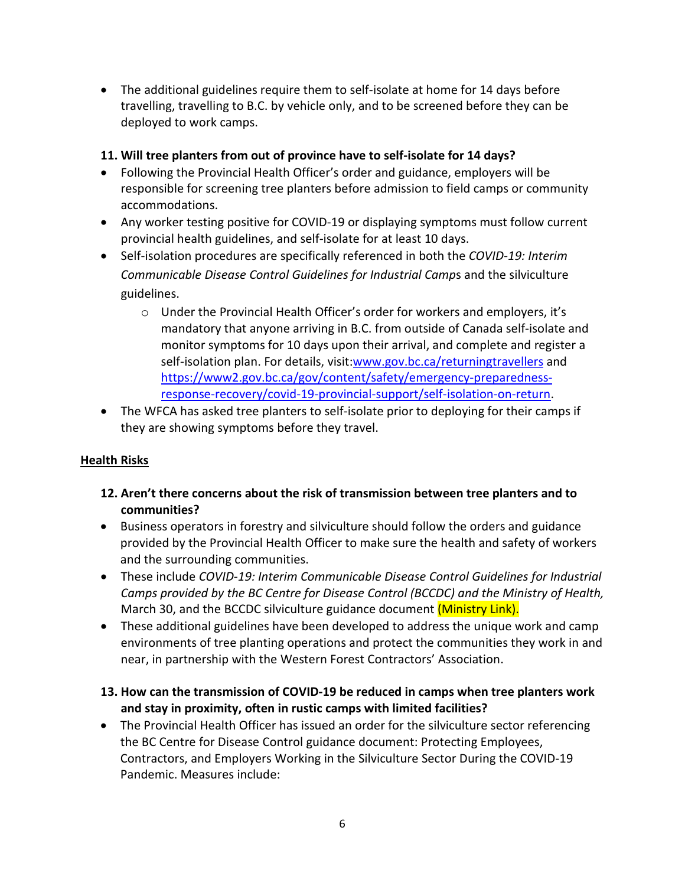- The additional guidelines require them to self-isolate at home for 14 days before travelling, travelling to B.C. by vehicle only, and to be screened before they can be deployed to work camps.

**11. Will tree planters from out of province have to self-isolate for 14 days?**

- Following the Provincial Health Officer's order and guidance, employers will be responsible for screening tree planters before admission to field camps or community accommodations.
- Any worker testing positive for COVID-19 or displaying symptoms must follow current provincial health guidelines, and self-isolate for at least 10 days.
- Self-isolation procedures are specifically referenced in both the *COVID-19: Interim Communicable Disease Control Guidelines for Industrial Camp*s and the silviculture guidelines.
  - Under the Provincial Health Officer's order for workers and employers, it's mandatory that anyone arriving in B.C. from outside of Canada self-isolate and monitor symptoms for 10 days upon their arrival, and complete and register a self-isolation plan. For details, visit:www.gov.bc.ca/returningtravellers and https://www2.gov.bc.ca/gov/content/safety/emergency-preparedness-response-recovery/covid-19-provincial-support/self-isolation-on-return.
- The WFCA has asked tree planters to self-isolate prior to deploying for their camps if they are showing symptoms before they travel.

## Health Risks

**12. Aren't there concerns about the risk of transmission between tree planters and to communities?**

- Business operators in forestry and silviculture should follow the orders and guidance provided by the Provincial Health Officer to make sure the health and safety of workers and the surrounding communities.
- These include *COVID-19: Interim Communicable Disease Control Guidelines for Industrial Camps provided by the BC Centre for Disease Control (BCCDC) and the Ministry of Health,* March 30, and the BCCDC silviculture guidance document (Ministry Link).
- These additional guidelines have been developed to address the unique work and camp environments of tree planting operations and protect the communities they work in and near, in partnership with the Western Forest Contractors' Association.

**13. How can the transmission of COVID-19 be reduced in camps when tree planters work and stay in proximity, often in rustic camps with limited facilities?**

- The Provincial Health Officer has issued an order for the silviculture sector referencing the BC Centre for Disease Control guidance document: Protecting Employees, Contractors, and Employers Working in the Silviculture Sector During the COVID-19 Pandemic. Measures include: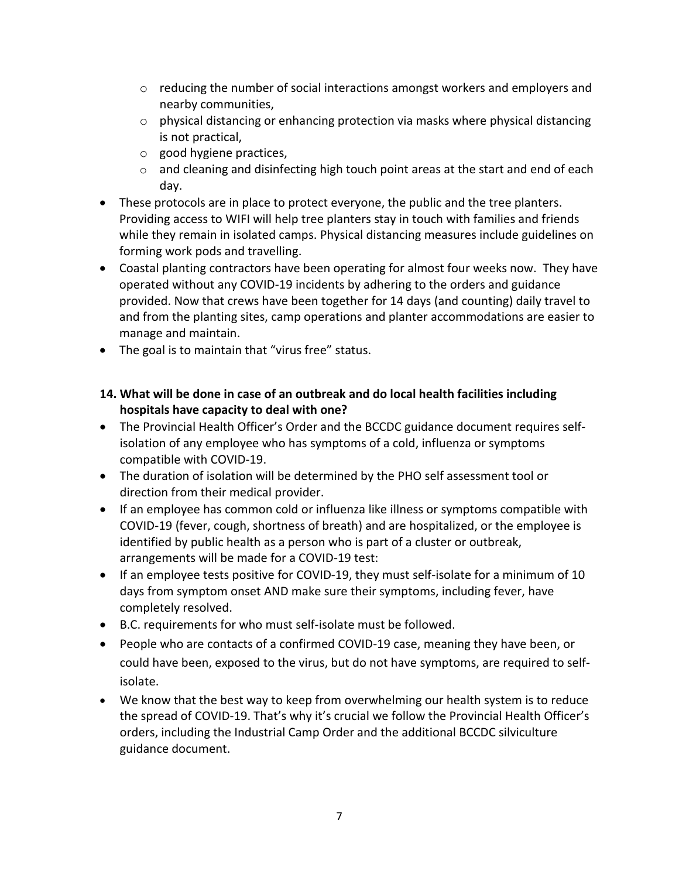- reducing the number of social interactions amongst workers and employers and nearby communities,
  - physical distancing or enhancing protection via masks where physical distancing is not practical,
  - good hygiene practices,
  - and cleaning and disinfecting high touch point areas at the start and end of each day.
- These protocols are in place to protect everyone, the public and the tree planters. Providing access to WIFI will help tree planters stay in touch with families and friends while they remain in isolated camps. Physical distancing measures include guidelines on forming work pods and travelling.
- Coastal planting contractors have been operating for almost four weeks now. They have operated without any COVID-19 incidents by adhering to the orders and guidance provided. Now that crews have been together for 14 days (and counting) daily travel to and from the planting sites, camp operations and planter accommodations are easier to manage and maintain.
- The goal is to maintain that "virus free" status.

**14. What will be done in case of an outbreak and do local health facilities including hospitals have capacity to deal with one?**

- The Provincial Health Officer's Order and the BCCDC guidance document requires self-isolation of any employee who has symptoms of a cold, influenza or symptoms compatible with COVID-19.
- The duration of isolation will be determined by the PHO self assessment tool or direction from their medical provider.
- If an employee has common cold or influenza like illness or symptoms compatible with COVID-19 (fever, cough, shortness of breath) and are hospitalized, or the employee is identified by public health as a person who is part of a cluster or outbreak, arrangements will be made for a COVID-19 test:
- If an employee tests positive for COVID-19, they must self-isolate for a minimum of 10 days from symptom onset AND make sure their symptoms, including fever, have completely resolved.
- B.C. requirements for who must self-isolate must be followed.
- People who are contacts of a confirmed COVID-19 case, meaning they have been, or could have been, exposed to the virus, but do not have symptoms, are required to self-isolate.
- We know that the best way to keep from overwhelming our health system is to reduce the spread of COVID-19. That's why it's crucial we follow the Provincial Health Officer's orders, including the Industrial Camp Order and the additional BCCDC silviculture guidance document.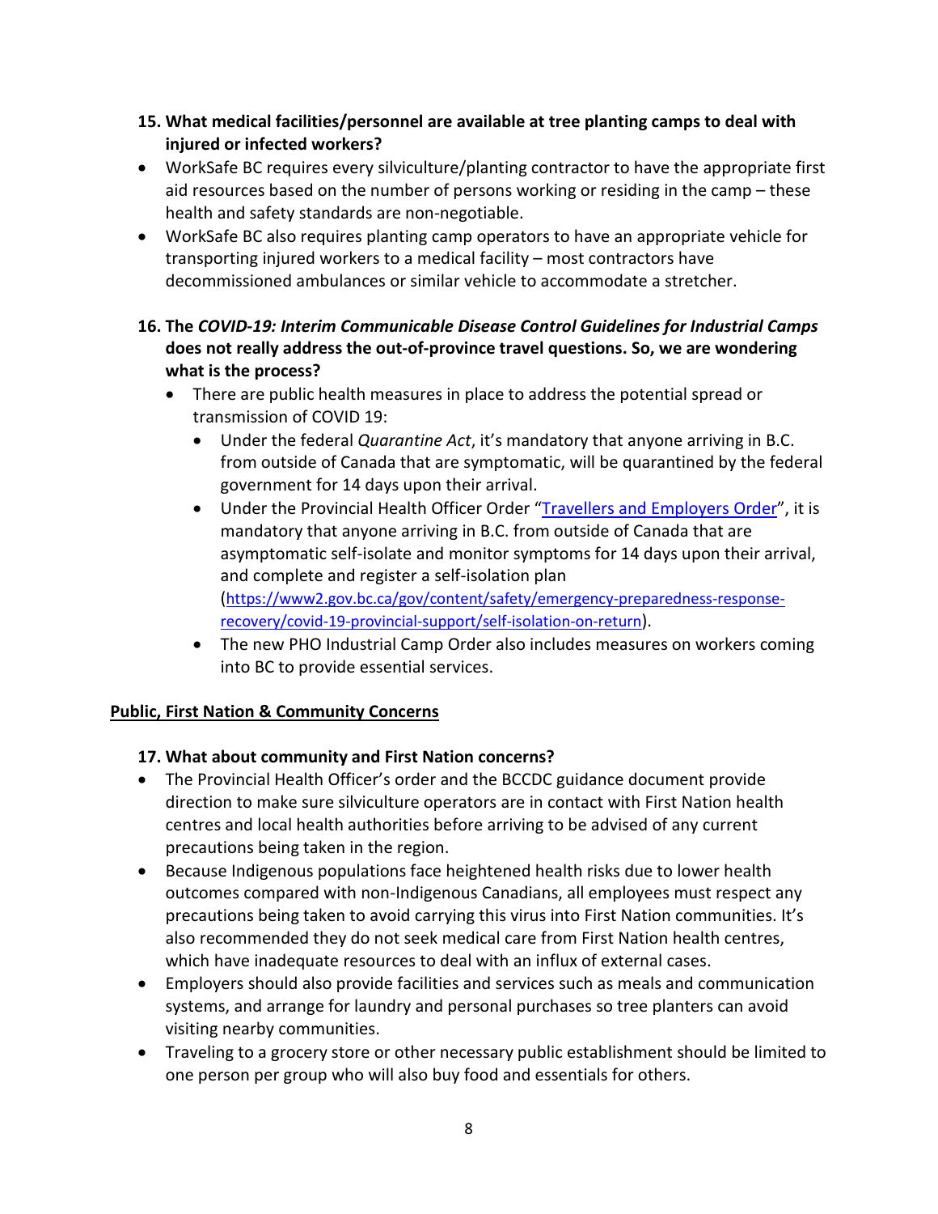**15. What medical facilities/personnel are available at tree planting camps to deal with injured or infected workers?**

- WorkSafe BC requires every silviculture/planting contractor to have the appropriate first aid resources based on the number of persons working or residing in the camp – these health and safety standards are non-negotiable.
- WorkSafe BC also requires planting camp operators to have an appropriate vehicle for transporting injured workers to a medical facility – most contractors have decommissioned ambulances or similar vehicle to accommodate a stretcher.

**16. The *COVID-19: Interim Communicable Disease Control Guidelines for Industrial Camps* does not really address the out-of-province travel questions. So, we are wondering what is the process?**

- There are public health measures in place to address the potential spread or transmission of COVID 19:
  - Under the federal *Quarantine Act*, it's mandatory that anyone arriving in B.C. from outside of Canada that are symptomatic, will be quarantined by the federal government for 14 days upon their arrival.
  - Under the Provincial Health Officer Order "[Travellers and Employers Order]", it is mandatory that anyone arriving in B.C. from outside of Canada that are asymptomatic self-isolate and monitor symptoms for 14 days upon their arrival, and complete and register a self-isolation plan (https://www2.gov.bc.ca/gov/content/safety/emergency-preparedness-response-recovery/covid-19-provincial-support/self-isolation-on-return).
  - The new PHO Industrial Camp Order also includes measures on workers coming into BC to provide essential services.

**Public, First Nation & Community Concerns**

**17. What about community and First Nation concerns?**

- The Provincial Health Officer's order and the BCCDC guidance document provide direction to make sure silviculture operators are in contact with First Nation health centres and local health authorities before arriving to be advised of any current precautions being taken in the region.
- Because Indigenous populations face heightened health risks due to lower health outcomes compared with non-Indigenous Canadians, all employees must respect any precautions being taken to avoid carrying this virus into First Nation communities. It's also recommended they do not seek medical care from First Nation health centres, which have inadequate resources to deal with an influx of external cases.
- Employers should also provide facilities and services such as meals and communication systems, and arrange for laundry and personal purchases so tree planters can avoid visiting nearby communities.
- Traveling to a grocery store or other necessary public establishment should be limited to one person per group who will also buy food and essentials for others.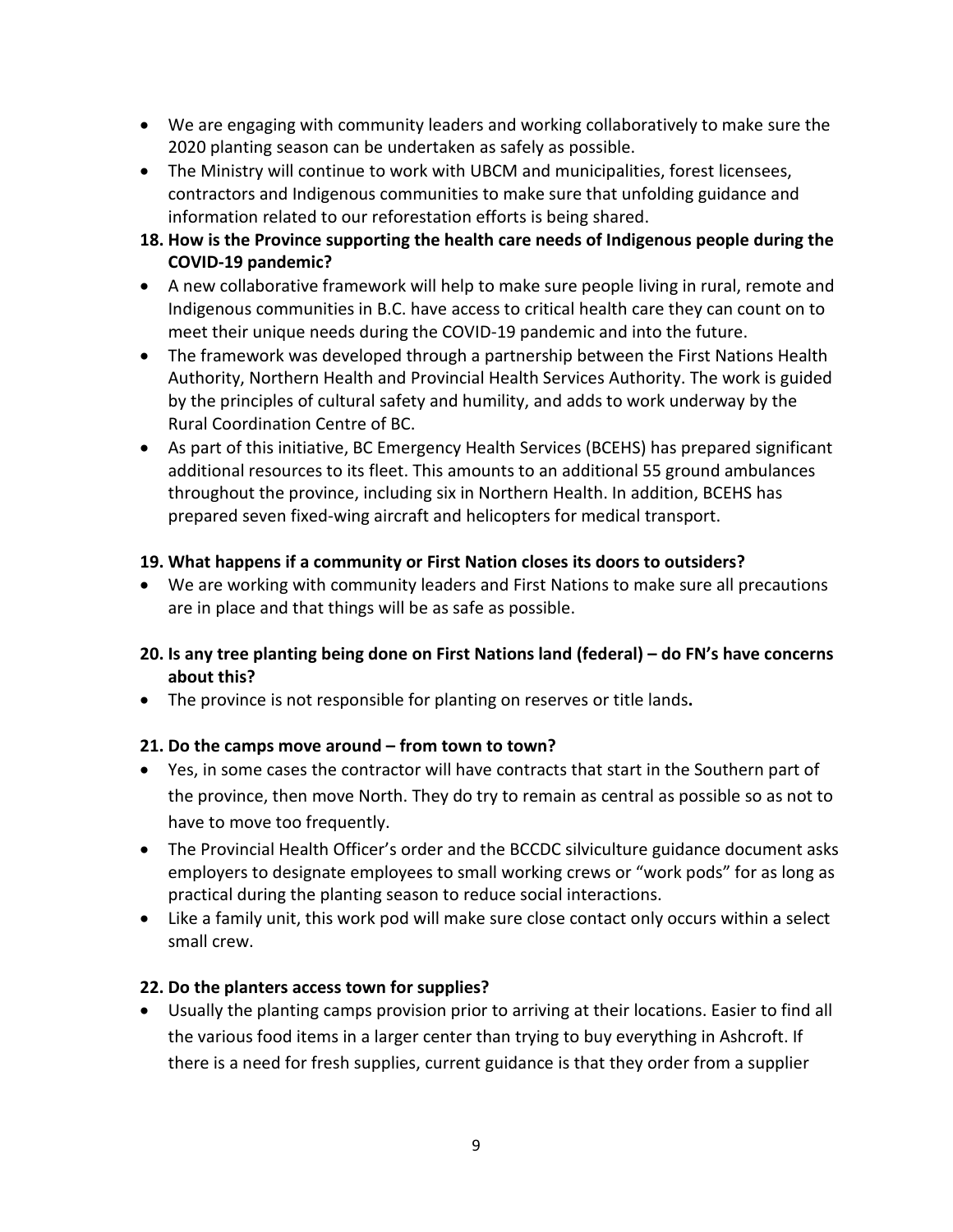- We are engaging with community leaders and working collaboratively to make sure the 2020 planting season can be undertaken as safely as possible.
- The Ministry will continue to work with UBCM and municipalities, forest licensees, contractors and Indigenous communities to make sure that unfolding guidance and information related to our reforestation efforts is being shared.

**18. How is the Province supporting the health care needs of Indigenous people during the COVID-19 pandemic?**

- A new collaborative framework will help to make sure people living in rural, remote and Indigenous communities in B.C. have access to critical health care they can count on to meet their unique needs during the COVID-19 pandemic and into the future.
- The framework was developed through a partnership between the First Nations Health Authority, Northern Health and Provincial Health Services Authority. The work is guided by the principles of cultural safety and humility, and adds to work underway by the Rural Coordination Centre of BC.
- As part of this initiative, BC Emergency Health Services (BCEHS) has prepared significant additional resources to its fleet. This amounts to an additional 55 ground ambulances throughout the province, including six in Northern Health. In addition, BCEHS has prepared seven fixed-wing aircraft and helicopters for medical transport.

**19. What happens if a community or First Nation closes its doors to outsiders?**

- We are working with community leaders and First Nations to make sure all precautions are in place and that things will be as safe as possible.

**20. Is any tree planting being done on First Nations land (federal) – do FN's have concerns about this?**

- The province is not responsible for planting on reserves or title lands**.**

**21. Do the camps move around – from town to town?**

- Yes, in some cases the contractor will have contracts that start in the Southern part of the province, then move North. They do try to remain as central as possible so as not to have to move too frequently.
- The Provincial Health Officer's order and the BCCDC silviculture guidance document asks employers to designate employees to small working crews or "work pods" for as long as practical during the planting season to reduce social interactions.
- Like a family unit, this work pod will make sure close contact only occurs within a select small crew.

**22. Do the planters access town for supplies?**

- Usually the planting camps provision prior to arriving at their locations. Easier to find all the various food items in a larger center than trying to buy everything in Ashcroft. If there is a need for fresh supplies, current guidance is that they order from a supplier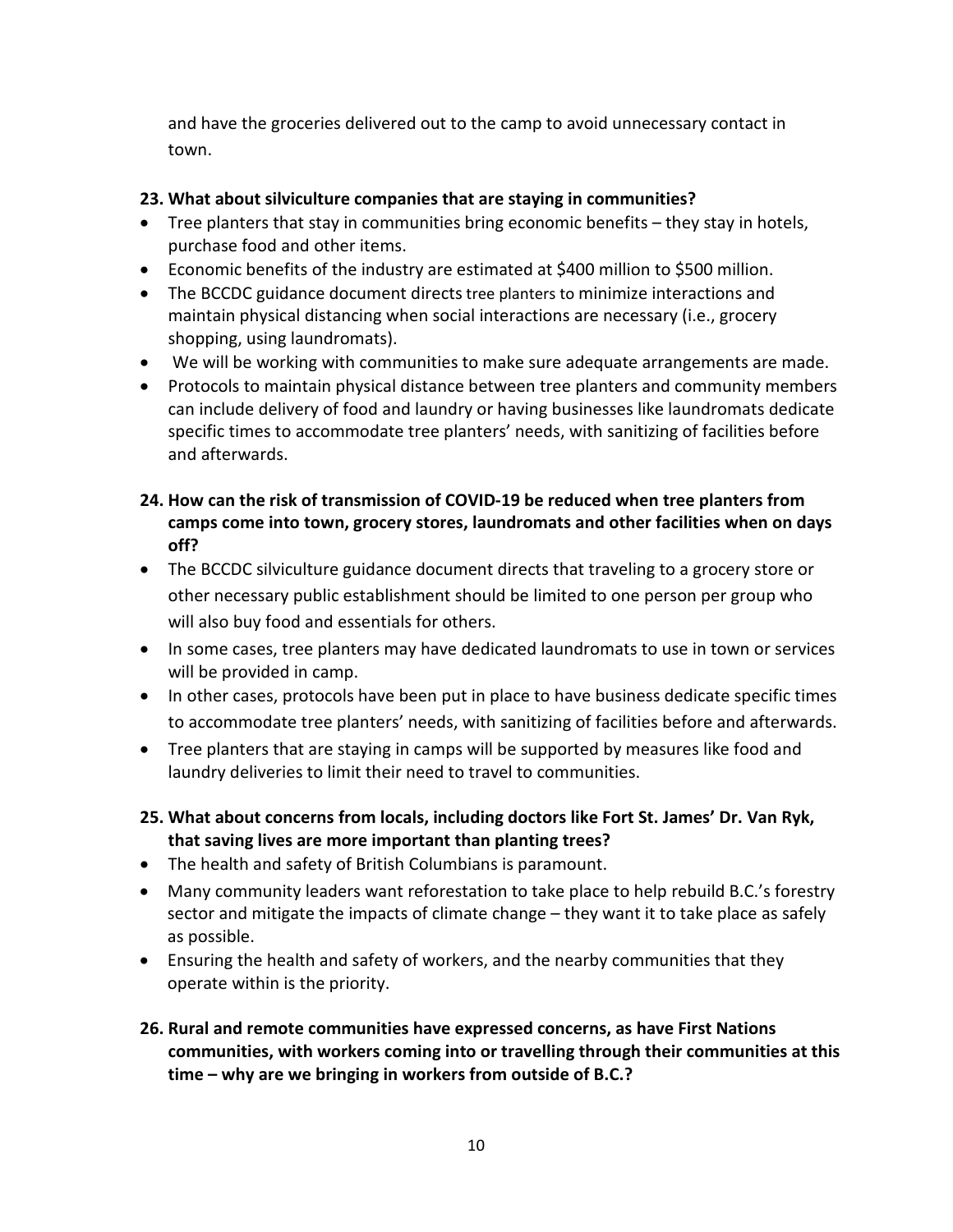and have the groceries delivered out to the camp to avoid unnecessary contact in town.

**23. What about silviculture companies that are staying in communities?**

- Tree planters that stay in communities bring economic benefits – they stay in hotels, purchase food and other items.
- Economic benefits of the industry are estimated at $400 million to $500 million.
- The BCCDC guidance document directs tree planters to minimize interactions and maintain physical distancing when social interactions are necessary (i.e., grocery shopping, using laundromats).
- We will be working with communities to make sure adequate arrangements are made.
- Protocols to maintain physical distance between tree planters and community members can include delivery of food and laundry or having businesses like laundromats dedicate specific times to accommodate tree planters' needs, with sanitizing of facilities before and afterwards.

**24. How can the risk of transmission of COVID-19 be reduced when tree planters from camps come into town, grocery stores, laundromats and other facilities when on days off?**

- The BCCDC silviculture guidance document directs that traveling to a grocery store or other necessary public establishment should be limited to one person per group who will also buy food and essentials for others.
- In some cases, tree planters may have dedicated laundromats to use in town or services will be provided in camp.
- In other cases, protocols have been put in place to have business dedicate specific times to accommodate tree planters' needs, with sanitizing of facilities before and afterwards.
- Tree planters that are staying in camps will be supported by measures like food and laundry deliveries to limit their need to travel to communities.

**25. What about concerns from locals, including doctors like Fort St. James' Dr. Van Ryk, that saving lives are more important than planting trees?**

- The health and safety of British Columbians is paramount.
- Many community leaders want reforestation to take place to help rebuild B.C.'s forestry sector and mitigate the impacts of climate change – they want it to take place as safely as possible.
- Ensuring the health and safety of workers, and the nearby communities that they operate within is the priority.

**26. Rural and remote communities have expressed concerns, as have First Nations communities, with workers coming into or travelling through their communities at this time – why are we bringing in workers from outside of B.C.?**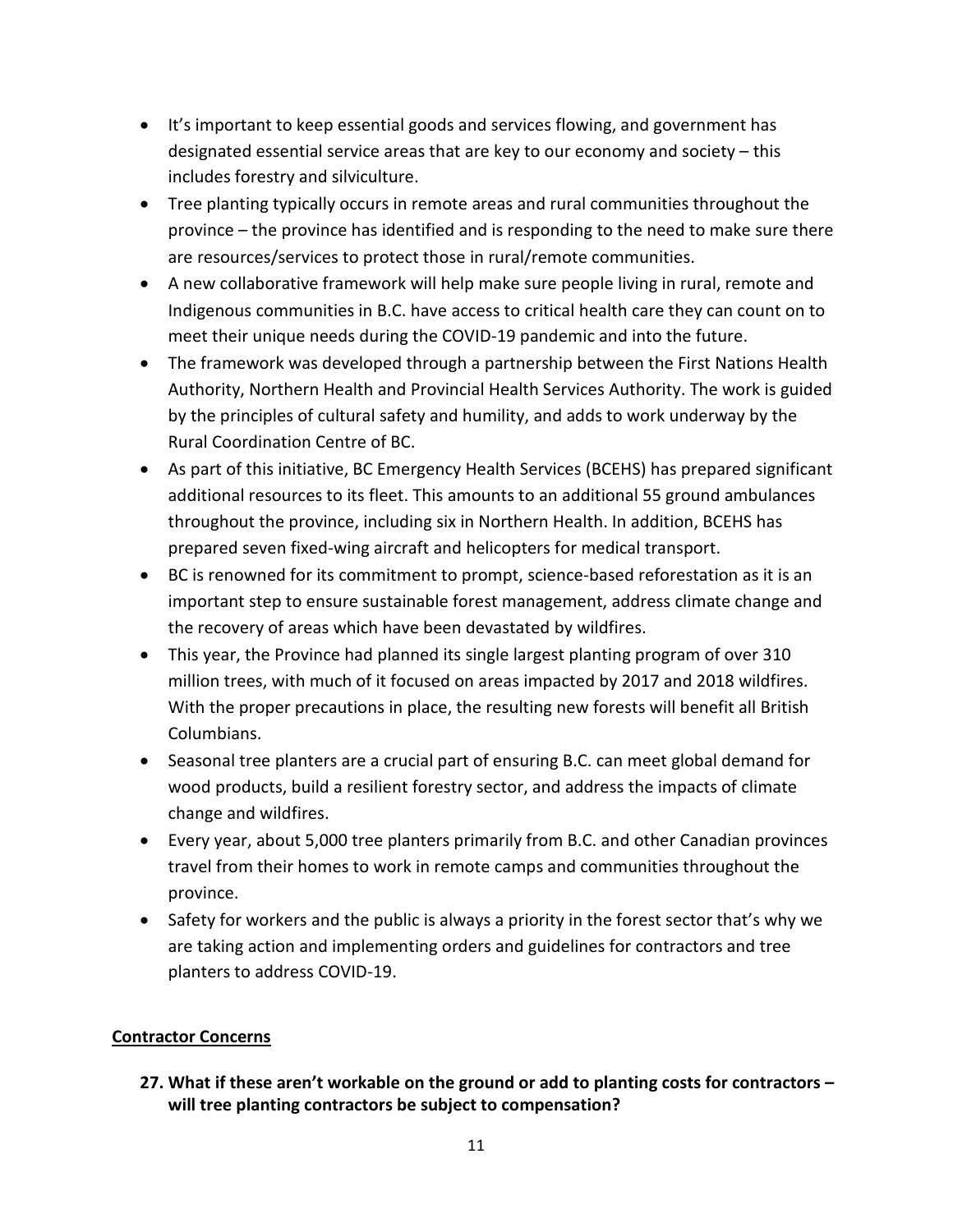- It's important to keep essential goods and services flowing, and government has designated essential service areas that are key to our economy and society – this includes forestry and silviculture.
- Tree planting typically occurs in remote areas and rural communities throughout the province – the province has identified and is responding to the need to make sure there are resources/services to protect those in rural/remote communities.
- A new collaborative framework will help make sure people living in rural, remote and Indigenous communities in B.C. have access to critical health care they can count on to meet their unique needs during the COVID-19 pandemic and into the future.
- The framework was developed through a partnership between the First Nations Health Authority, Northern Health and Provincial Health Services Authority. The work is guided by the principles of cultural safety and humility, and adds to work underway by the Rural Coordination Centre of BC.
- As part of this initiative, BC Emergency Health Services (BCEHS) has prepared significant additional resources to its fleet. This amounts to an additional 55 ground ambulances throughout the province, including six in Northern Health. In addition, BCEHS has prepared seven fixed-wing aircraft and helicopters for medical transport.
- BC is renowned for its commitment to prompt, science-based reforestation as it is an important step to ensure sustainable forest management, address climate change and the recovery of areas which have been devastated by wildfires.
- This year, the Province had planned its single largest planting program of over 310 million trees, with much of it focused on areas impacted by 2017 and 2018 wildfires. With the proper precautions in place, the resulting new forests will benefit all British Columbians.
- Seasonal tree planters are a crucial part of ensuring B.C. can meet global demand for wood products, build a resilient forestry sector, and address the impacts of climate change and wildfires.
- Every year, about 5,000 tree planters primarily from B.C. and other Canadian provinces travel from their homes to work in remote camps and communities throughout the province.
- Safety for workers and the public is always a priority in the forest sector that's why we are taking action and implementing orders and guidelines for contractors and tree planters to address COVID-19.

## Contractor Concerns

**27. What if these aren't workable on the ground or add to planting costs for contractors – will tree planting contractors be subject to compensation?**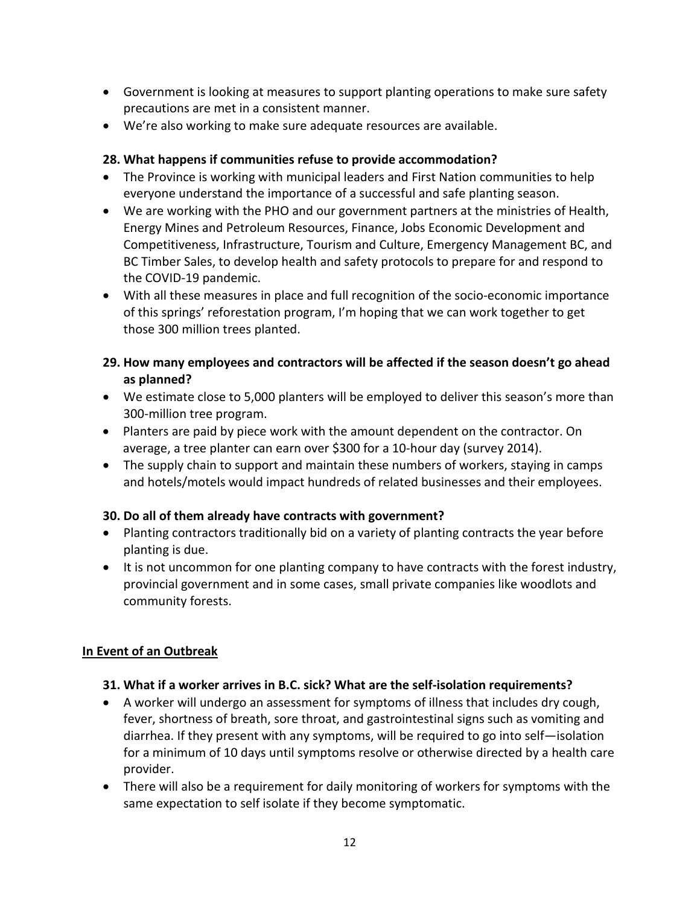- Government is looking at measures to support planting operations to make sure safety precautions are met in a consistent manner.
- We're also working to make sure adequate resources are available.

**28. What happens if communities refuse to provide accommodation?**

- The Province is working with municipal leaders and First Nation communities to help everyone understand the importance of a successful and safe planting season.
- We are working with the PHO and our government partners at the ministries of Health, Energy Mines and Petroleum Resources, Finance, Jobs Economic Development and Competitiveness, Infrastructure, Tourism and Culture, Emergency Management BC, and BC Timber Sales, to develop health and safety protocols to prepare for and respond to the COVID-19 pandemic.
- With all these measures in place and full recognition of the socio-economic importance of this springs' reforestation program, I'm hoping that we can work together to get those 300 million trees planted.

**29. How many employees and contractors will be affected if the season doesn't go ahead as planned?**

- We estimate close to 5,000 planters will be employed to deliver this season's more than 300-million tree program.
- Planters are paid by piece work with the amount dependent on the contractor. On average, a tree planter can earn over $300 for a 10-hour day (survey 2014).
- The supply chain to support and maintain these numbers of workers, staying in camps and hotels/motels would impact hundreds of related businesses and their employees.

**30. Do all of them already have contracts with government?**

- Planting contractors traditionally bid on a variety of planting contracts the year before planting is due.
- It is not uncommon for one planting company to have contracts with the forest industry, provincial government and in some cases, small private companies like woodlots and community forests.

## In Event of an Outbreak

**31. What if a worker arrives in B.C. sick? What are the self-isolation requirements?**

- A worker will undergo an assessment for symptoms of illness that includes dry cough, fever, shortness of breath, sore throat, and gastrointestinal signs such as vomiting and diarrhea. If they present with any symptoms, will be required to go into self—isolation for a minimum of 10 days until symptoms resolve or otherwise directed by a health care provider.
- There will also be a requirement for daily monitoring of workers for symptoms with the same expectation to self isolate if they become symptomatic.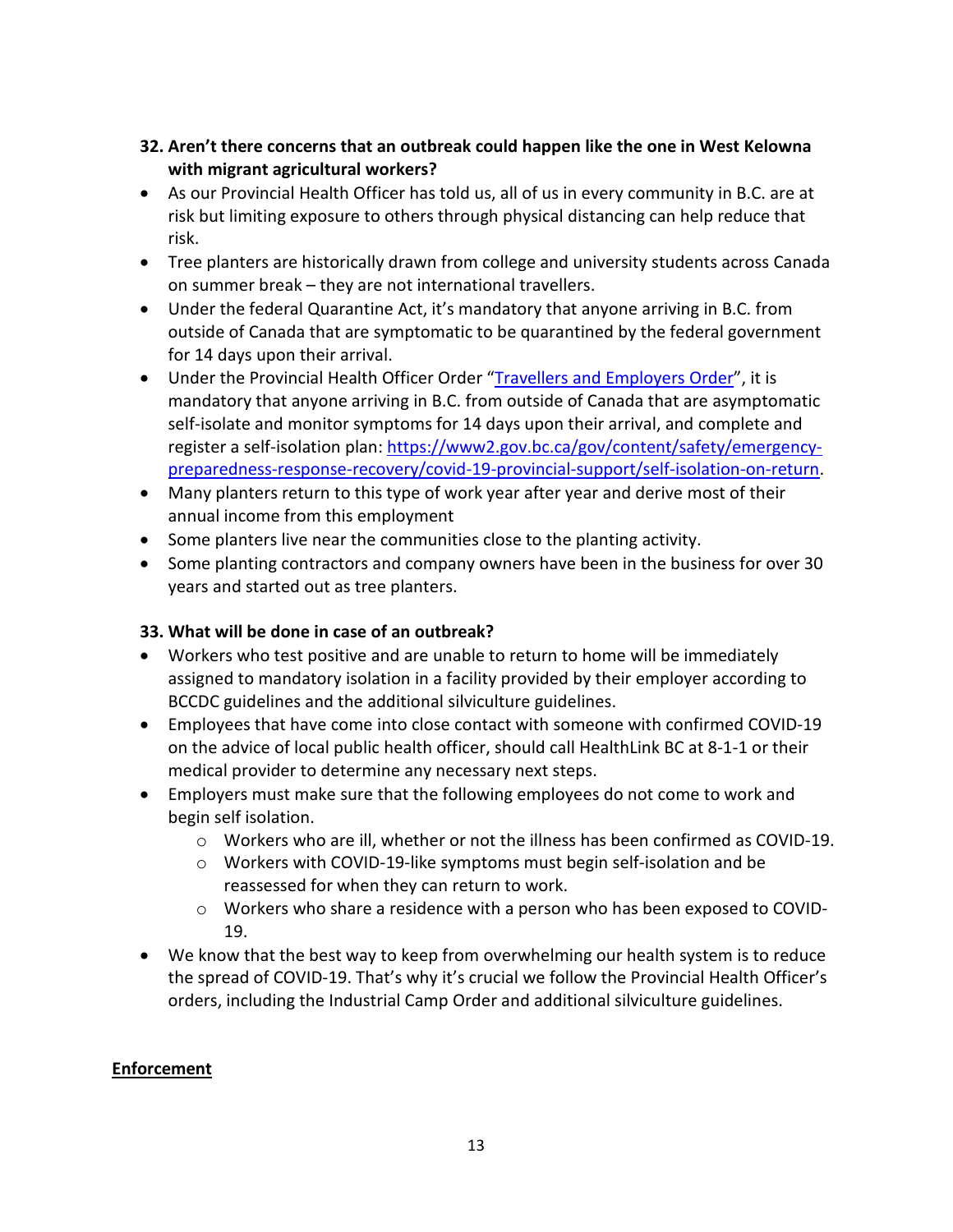**32. Aren't there concerns that an outbreak could happen like the one in West Kelowna with migrant agricultural workers?**

- As our Provincial Health Officer has told us, all of us in every community in B.C. are at risk but limiting exposure to others through physical distancing can help reduce that risk.
- Tree planters are historically drawn from college and university students across Canada on summer break – they are not international travellers.
- Under the federal Quarantine Act, it's mandatory that anyone arriving in B.C. from outside of Canada that are symptomatic to be quarantined by the federal government for 14 days upon their arrival.
- Under the Provincial Health Officer Order "[Travellers and Employers Order](https://www2.gov.bc.ca/gov/content/safety/emergency-preparedness-response-recovery/covid-19-provincial-support/self-isolation-on-return)", it is mandatory that anyone arriving in B.C. from outside of Canada that are asymptomatic self-isolate and monitor symptoms for 14 days upon their arrival, and complete and register a self-isolation plan: https://www2.gov.bc.ca/gov/content/safety/emergency-preparedness-response-recovery/covid-19-provincial-support/self-isolation-on-return.
- Many planters return to this type of work year after year and derive most of their annual income from this employment
- Some planters live near the communities close to the planting activity.
- Some planting contractors and company owners have been in the business for over 30 years and started out as tree planters.

**33. What will be done in case of an outbreak?**

- Workers who test positive and are unable to return to home will be immediately assigned to mandatory isolation in a facility provided by their employer according to BCCDC guidelines and the additional silviculture guidelines.
- Employees that have come into close contact with someone with confirmed COVID-19 on the advice of local public health officer, should call HealthLink BC at 8-1-1 or their medical provider to determine any necessary next steps.
- Employers must make sure that the following employees do not come to work and begin self isolation.
  - Workers who are ill, whether or not the illness has been confirmed as COVID-19.
  - Workers with COVID-19-like symptoms must begin self-isolation and be reassessed for when they can return to work.
  - Workers who share a residence with a person who has been exposed to COVID-19.
- We know that the best way to keep from overwhelming our health system is to reduce the spread of COVID-19. That's why it's crucial we follow the Provincial Health Officer's orders, including the Industrial Camp Order and additional silviculture guidelines.

## Enforcement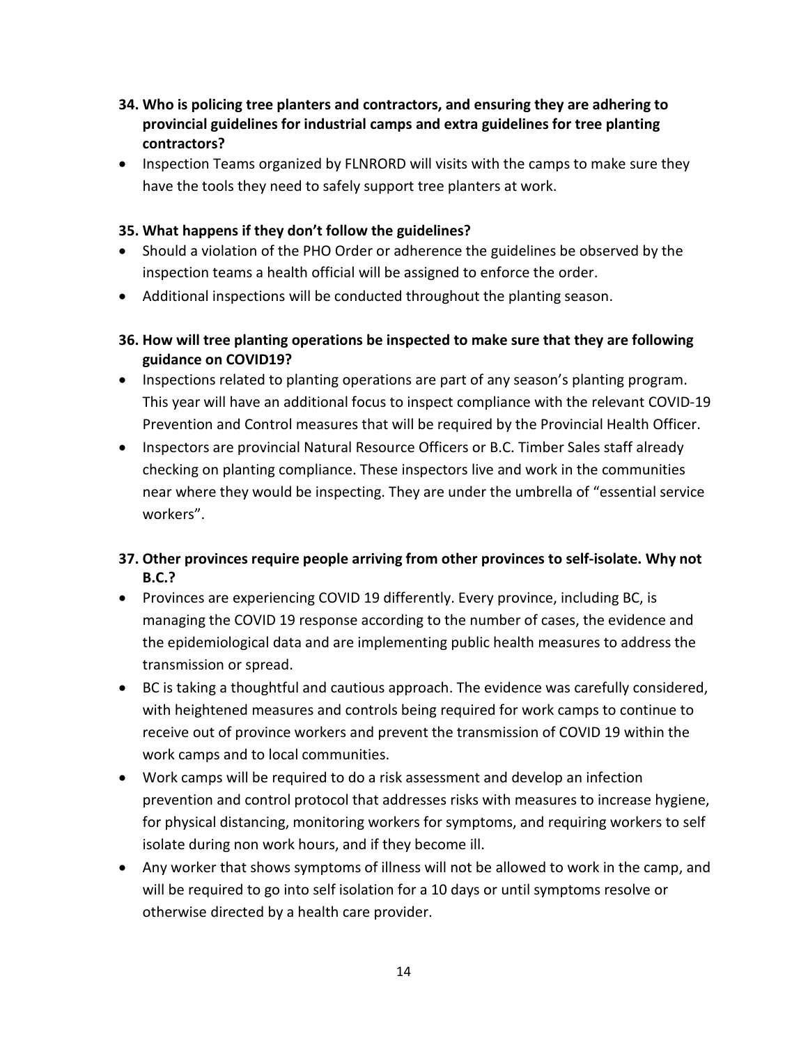**34. Who is policing tree planters and contractors, and ensuring they are adhering to provincial guidelines for industrial camps and extra guidelines for tree planting contractors?**

- Inspection Teams organized by FLNRORD will visits with the camps to make sure they have the tools they need to safely support tree planters at work.

**35. What happens if they don't follow the guidelines?**

- Should a violation of the PHO Order or adherence the guidelines be observed by the inspection teams a health official will be assigned to enforce the order.
- Additional inspections will be conducted throughout the planting season.

**36. How will tree planting operations be inspected to make sure that they are following guidance on COVID19?**

- Inspections related to planting operations are part of any season's planting program. This year will have an additional focus to inspect compliance with the relevant COVID-19 Prevention and Control measures that will be required by the Provincial Health Officer.
- Inspectors are provincial Natural Resource Officers or B.C. Timber Sales staff already checking on planting compliance. These inspectors live and work in the communities near where they would be inspecting. They are under the umbrella of "essential service workers".

**37. Other provinces require people arriving from other provinces to self-isolate. Why not B.C.?**

- Provinces are experiencing COVID 19 differently. Every province, including BC, is managing the COVID 19 response according to the number of cases, the evidence and the epidemiological data and are implementing public health measures to address the transmission or spread.
- BC is taking a thoughtful and cautious approach. The evidence was carefully considered, with heightened measures and controls being required for work camps to continue to receive out of province workers and prevent the transmission of COVID 19 within the work camps and to local communities.
- Work camps will be required to do a risk assessment and develop an infection prevention and control protocol that addresses risks with measures to increase hygiene, for physical distancing, monitoring workers for symptoms, and requiring workers to self isolate during non work hours, and if they become ill.
- Any worker that shows symptoms of illness will not be allowed to work in the camp, and will be required to go into self isolation for a 10 days or until symptoms resolve or otherwise directed by a health care provider.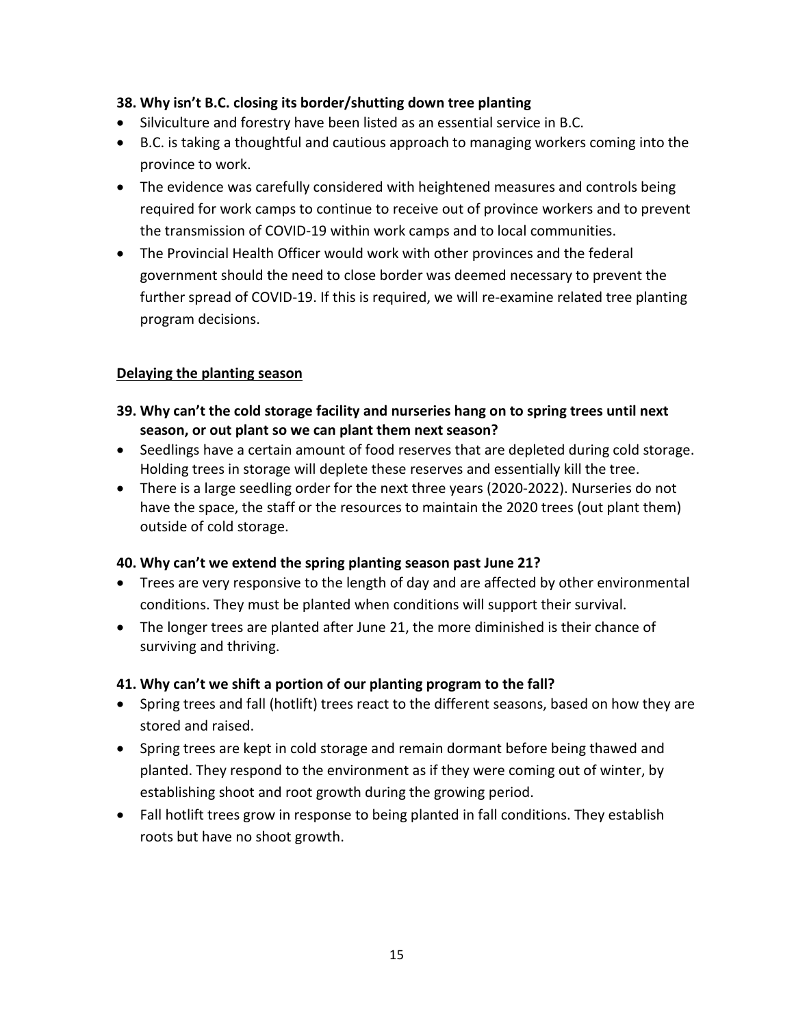**38. Why isn't B.C. closing its border/shutting down tree planting**

- Silviculture and forestry have been listed as an essential service in B.C.
- B.C. is taking a thoughtful and cautious approach to managing workers coming into the province to work.
- The evidence was carefully considered with heightened measures and controls being required for work camps to continue to receive out of province workers and to prevent the transmission of COVID-19 within work camps and to local communities.
- The Provincial Health Officer would work with other provinces and the federal government should the need to close border was deemed necessary to prevent the further spread of COVID-19. If this is required, we will re-examine related tree planting program decisions.

**Delaying the planting season**

**39. Why can't the cold storage facility and nurseries hang on to spring trees until next season, or out plant so we can plant them next season?**

- Seedlings have a certain amount of food reserves that are depleted during cold storage. Holding trees in storage will deplete these reserves and essentially kill the tree.
- There is a large seedling order for the next three years (2020-2022). Nurseries do not have the space, the staff or the resources to maintain the 2020 trees (out plant them) outside of cold storage.

**40. Why can't we extend the spring planting season past June 21?**

- Trees are very responsive to the length of day and are affected by other environmental conditions. They must be planted when conditions will support their survival.
- The longer trees are planted after June 21, the more diminished is their chance of surviving and thriving.

**41. Why can't we shift a portion of our planting program to the fall?**

- Spring trees and fall (hotlift) trees react to the different seasons, based on how they are stored and raised.
- Spring trees are kept in cold storage and remain dormant before being thawed and planted. They respond to the environment as if they were coming out of winter, by establishing shoot and root growth during the growing period.
- Fall hotlift trees grow in response to being planted in fall conditions. They establish roots but have no shoot growth.